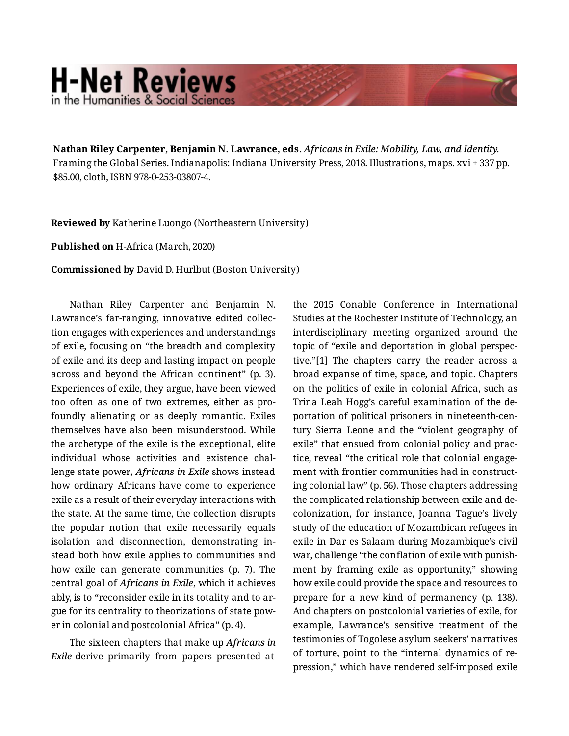**Nathan Riley Carpenter, Benjamin N. Lawrance, eds.** *Africans in Exile: Mobility, Law, and Identity.* Framing the Global Series. Indianapolis: Indiana University Press, 2018. Illustrations, maps. xvi + 337 pp. $85.00, cloth, ISBN 978-0-253-03807-4.

**Reviewed by** Katherine Luongo (Northeastern University)

**Published on** H-Africa (March, 2020)

**Commissioned by** David D. Hurlbut (Boston University)

Nathan Riley Carpenter and Benjamin N. Lawrance's far-ranging, innovative edited collection engages with experiences and understandings of exile, focusing on "the breadth and complexity of exile and its deep and lasting impact on people across and beyond the African continent" (p. 3). Experiences of exile, they argue, have been viewed too often as one of two extremes, either as profoundly alienating or as deeply romantic. Exiles themselves have also been misunderstood. While the archetype of the exile is the exceptional, elite individual whose activities and existence challenge state power, *Africans in Exile* shows instead how ordinary Africans have come to experience exile as a result of their everyday interactions with the state. At the same time, the collection disrupts the popular notion that exile necessarily equals isolation and disconnection, demonstrating instead both how exile applies to communities and how exile can generate communities (p. 7). The central goal of *Africans in Exile*, which it achieves ably, is to "reconsider exile in its totality and to argue for its centrality to theorizations of state power in colonial and postcolonial Africa" (p. 4).

The sixteen chapters that make up *Africans in Exile* derive primarily from papers presented at the 2015 Conable Conference in International Studies at the Rochester Institute of Technology, an interdisciplinary meeting organized around the topic of "exile and deportation in global perspective."[1] The chapters carry the reader across a broad expanse of time, space, and topic. Chapters on the politics of exile in colonial Africa, such as Trina Leah Hogg's careful examination of the deportation of political prisoners in nineteenth-century Sierra Leone and the "violent geography of exile" that ensued from colonial policy and practice, reveal "the critical role that colonial engagement with frontier communities had in constructing colonial law" (p. 56). Those chapters addressing the complicated relationship between exile and decolonization, for instance, Joanna Tague's lively study of the education of Mozambican refugees in exile in Dar es Salaam during Mozambique's civil war, challenge "the conflation of exile with punishment by framing exile as opportunity," showing how exile could provide the space and resources to prepare for a new kind of permanency (p. 138). And chapters on postcolonial varieties of exile, for example, Lawrance's sensitive treatment of the testimonies of Togolese asylum seekers' narratives of torture, point to the "internal dynamics of repression," which have rendered self-imposed exile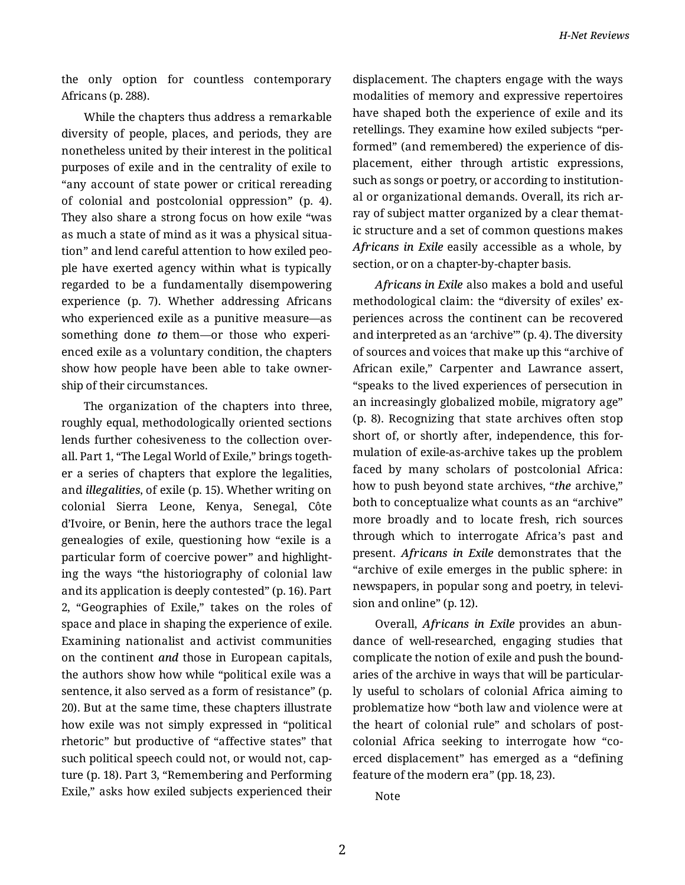the only option for countless contemporary Africans (p. 288).

While the chapters thus address a remarkable diversity of people, places, and periods, they are nonetheless united by their interest in the political purposes of exile and in the centrality of exile to "any account of state power or critical rereading of colonial and postcolonial oppression" (p. 4). They also share a strong focus on how exile "was as much a state of mind as it was a physical situation" and lend careful attention to how exiled people have exerted agency within what is typically regarded to be a fundamentally disempowering experience (p. 7). Whether addressing Africans who experienced exile as a punitive measure—as something done *to* them—or those who experienced exile as a voluntary condition, the chapters show how people have been able to take ownership of their circumstances.

The organization of the chapters into three, roughly equal, methodologically oriented sections lends further cohesiveness to the collection overall. Part 1, "The Legal World of Exile," brings together a series of chapters that explore the legalities, and *illegalities*, of exile (p. 15). Whether writing on colonial Sierra Leone, Kenya, Senegal, Côte d'Ivoire, or Benin, here the authors trace the legal genealogies of exile, questioning how "exile is a particular form of coercive power" and highlighting the ways "the historiography of colonial law and its application is deeply contested" (p. 16). Part 2, "Geographies of Exile," takes on the roles of space and place in shaping the experience of exile. Examining nationalist and activist communities on the continent *and* those in European capitals, the authors show how while "political exile was a sentence, it also served as a form of resistance" (p. 20). But at the same time, these chapters illustrate how exile was not simply expressed in "political rhetoric" but productive of "affective states" that such political speech could not, or would not, capture (p. 18). Part 3, "Remembering and Performing Exile," asks how exiled subjects experienced their displacement. The chapters engage with the ways modalities of memory and expressive repertoires have shaped both the experience of exile and its retellings. They examine how exiled subjects "performed" (and remembered) the experience of displacement, either through artistic expressions, such as songs or poetry, or according to institutional or organizational demands. Overall, its rich array of subject matter organized by a clear thematic structure and a set of common questions makes *Africans in Exile* easily accessible as a whole, by section, or on a chapter-by-chapter basis.

*Africans in Exile* also makes a bold and useful methodological claim: the "diversity of exiles' experiences across the continent can be recovered and interpreted as an 'archive'" (p. 4). The diversity of sources and voices that make up this "archive of African exile," Carpenter and Lawrance assert, "speaks to the lived experiences of persecution in an increasingly globalized mobile, migratory age" (p. 8). Recognizing that state archives often stop short of, or shortly after, independence, this formulation of exile-as-archive takes up the problem faced by many scholars of postcolonial Africa: how to push beyond state archives, "*the* archive," both to conceptualize what counts as an "archive" more broadly and to locate fresh, rich sources through which to interrogate Africa's past and present. *Africans in Exile* demonstrates that the "archive of exile emerges in the public sphere: in newspapers, in popular song and poetry, in television and online" (p. 12).

Overall, *Africans in Exile* provides an abundance of well-researched, engaging studies that complicate the notion of exile and push the boundaries of the archive in ways that will be particularly useful to scholars of colonial Africa aiming to problematize how "both law and violence were at the heart of colonial rule" and scholars of postcolonial Africa seeking to interrogate how "coerced displacement" has emerged as a "defining feature of the modern era" (pp. 18, 23).

Note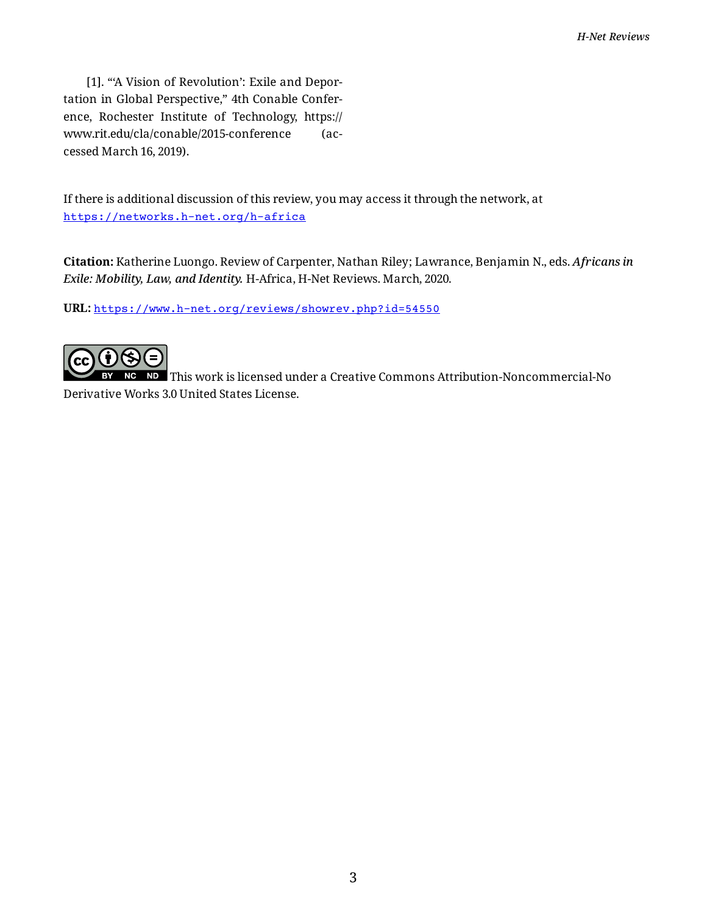[1]. "'A Vision of Revolution': Exile and Deportation in Global Perspective," 4th Conable Conference, Rochester Institute of Technology, https://www.rit.edu/cla/conable/2015-conference (accessed March 16, 2019).

If there is additional discussion of this review, you may access it through the network, at https://networks.h-net.org/h-africa

**Citation:** Katherine Luongo. Review of Carpenter, Nathan Riley; Lawrance, Benjamin N., eds. *Africans in Exile: Mobility, Law, and Identity.* H-Africa, H-Net Reviews. March, 2020.

**URL:** https://www.h-net.org/reviews/showrev.php?id=54550

This work is licensed under a Creative Commons Attribution-Noncommercial-No Derivative Works 3.0 United States License.